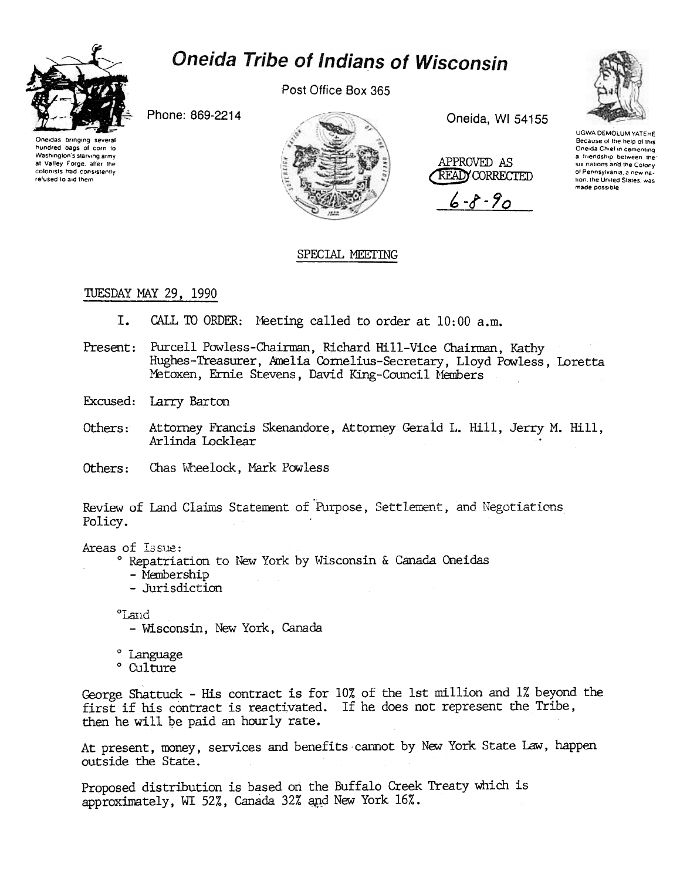# Oneida Tribe of Indians of Wisconsin

Post Office Box 365

Phone: 869-2214

Oneida, WI 54155

Oneidas bringing several hundred bags of corn to Washington's starving army at Valley Forge, after the colonists had consistently refused to aid them

UGWA DEMOLUM YATEHE
Because of the help of this Oneida Chief in cementing a friendship between the six nations and the Colony of Pennsylvania, a new nation, the United States, was made possible

APPROVED AS READ/CORRECTED
6-8-90

## SPECIAL MEETING

TUESDAY MAY 29, 1990

I. CALL TO ORDER: Meeting called to order at 10:00 a.m.

Present: Purcell Powless-Chairman, Richard Hill-Vice Chairman, Kathy Hughes-Treasurer, Amelia Cornelius-Secretary, Lloyd Powless, Loretta Metoxen, Ernie Stevens, David King-Council Members

Excused: Larry Barton

Others: Attorney Francis Skenandore, Attorney Gerald L. Hill, Jerry M. Hill, Arlinda Locklear

Others: Chas Wheelock, Mark Powless

Review of Land Claims Statement of Purpose, Settlement, and Negotiations Policy.

Areas of Issue:

- ° Repatriation to New York by Wisconsin & Canada Oneidas
  - Membership
  - Jurisdiction
- °Land
  - Wisconsin, New York, Canada
- ° Language
- ° Culture

George Shattuck - His contract is for 10% of the 1st million and 1% beyond the first if his contract is reactivated. If he does not represent the Tribe, then he will be paid an hourly rate.

At present, money, services and benefits cannot by New York State Law, happen outside the State.

Proposed distribution is based on the Buffalo Creek Treaty which is approximately, WI 52%, Canada 32% and New York 16%.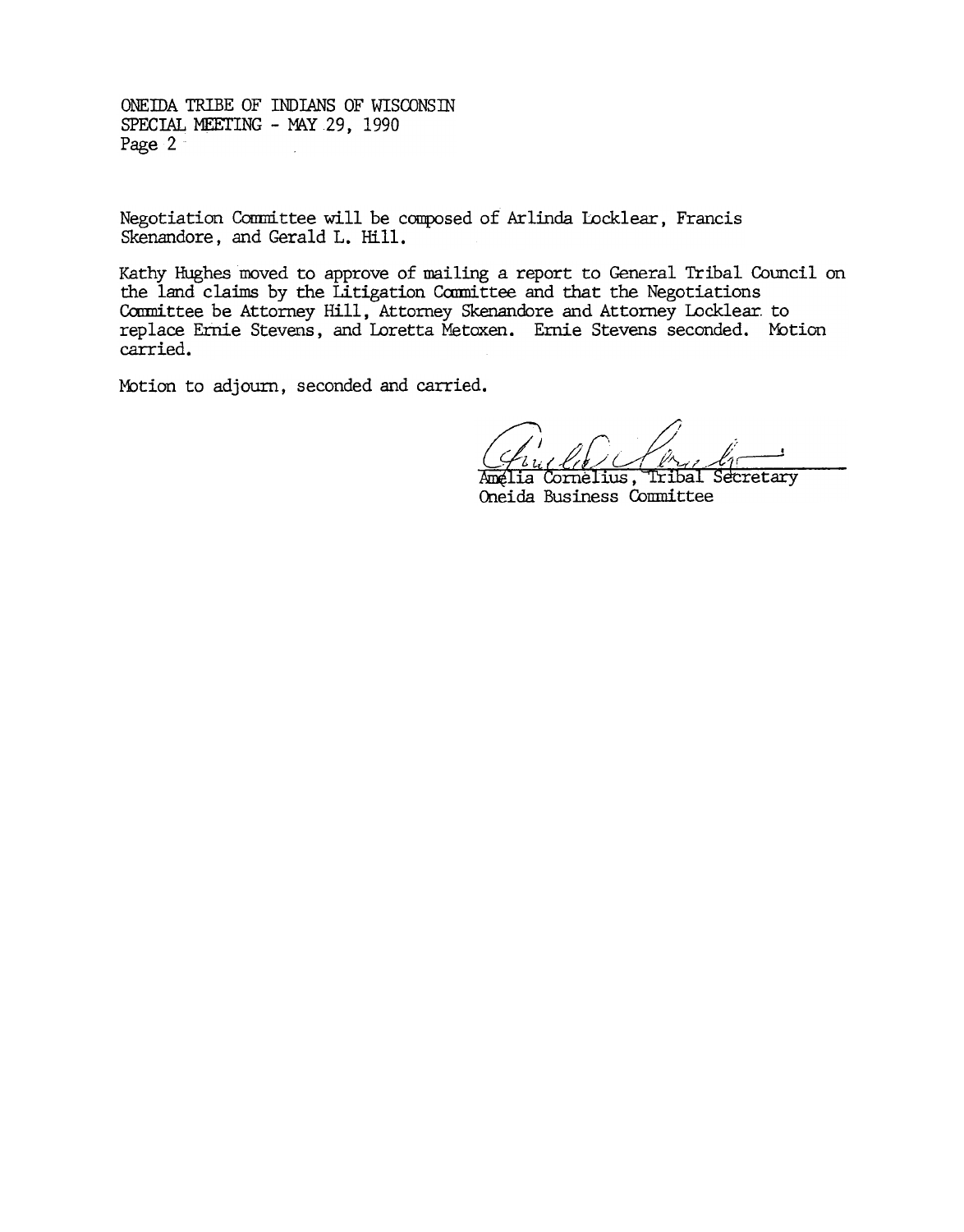Negotiation Committee will be composed of Arlinda Locklear, Francis Skenandore, and Gerald L. Hill.

Kathy Hughes moved to approve of mailing a report to General Tribal Council on the land claims by the Litigation Committee and that the Negotiations Committee be Attorney Hill, Attorney Skenandore and Attorney Locklear to replace Ernie Stevens, and Loretta Metoxen. Ernie Stevens seconded. Motion carried.

Motion to adjourn, seconded and carried.

Amelia Cornelius, Tribal Secretary
Oneida Business Committee